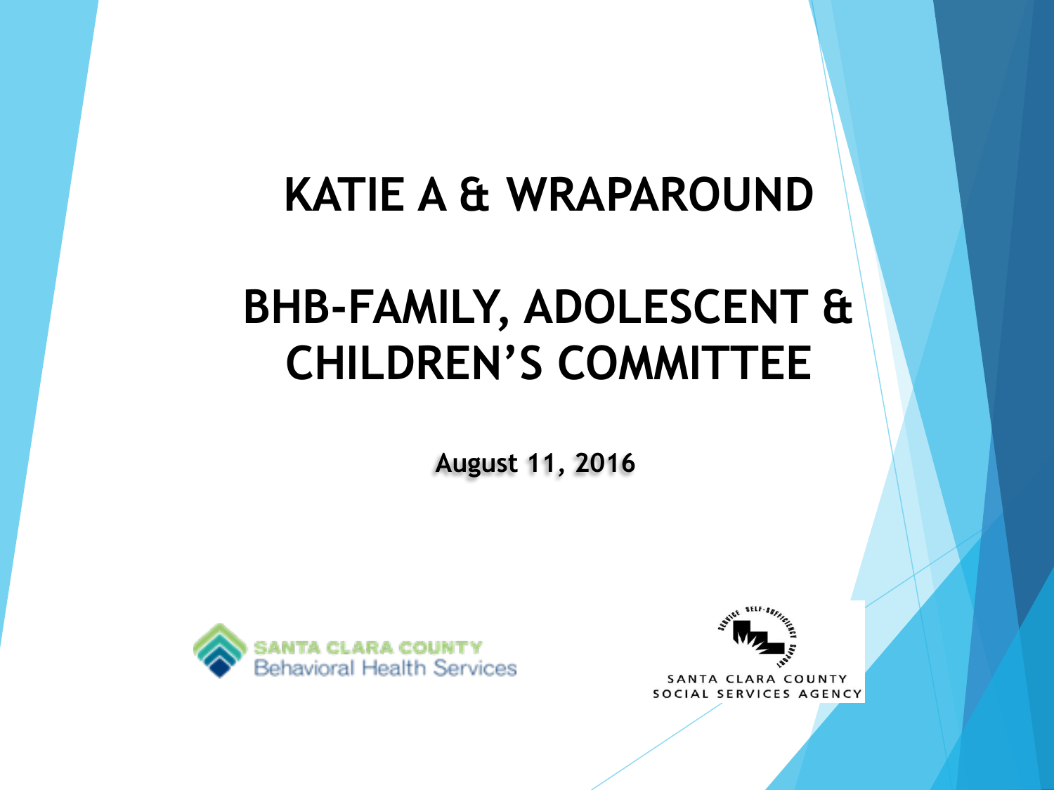# KATIE A & WRAPAROUND

# BHB-FAMILY, ADOLESCENT & CHILDREN'S COMMITTEE

**August 11, 2016**

SANTA CLARA COUNTY
Behavioral Health Services

SANTA CLARA COUNTY
SOCIAL SERVICES AGENCY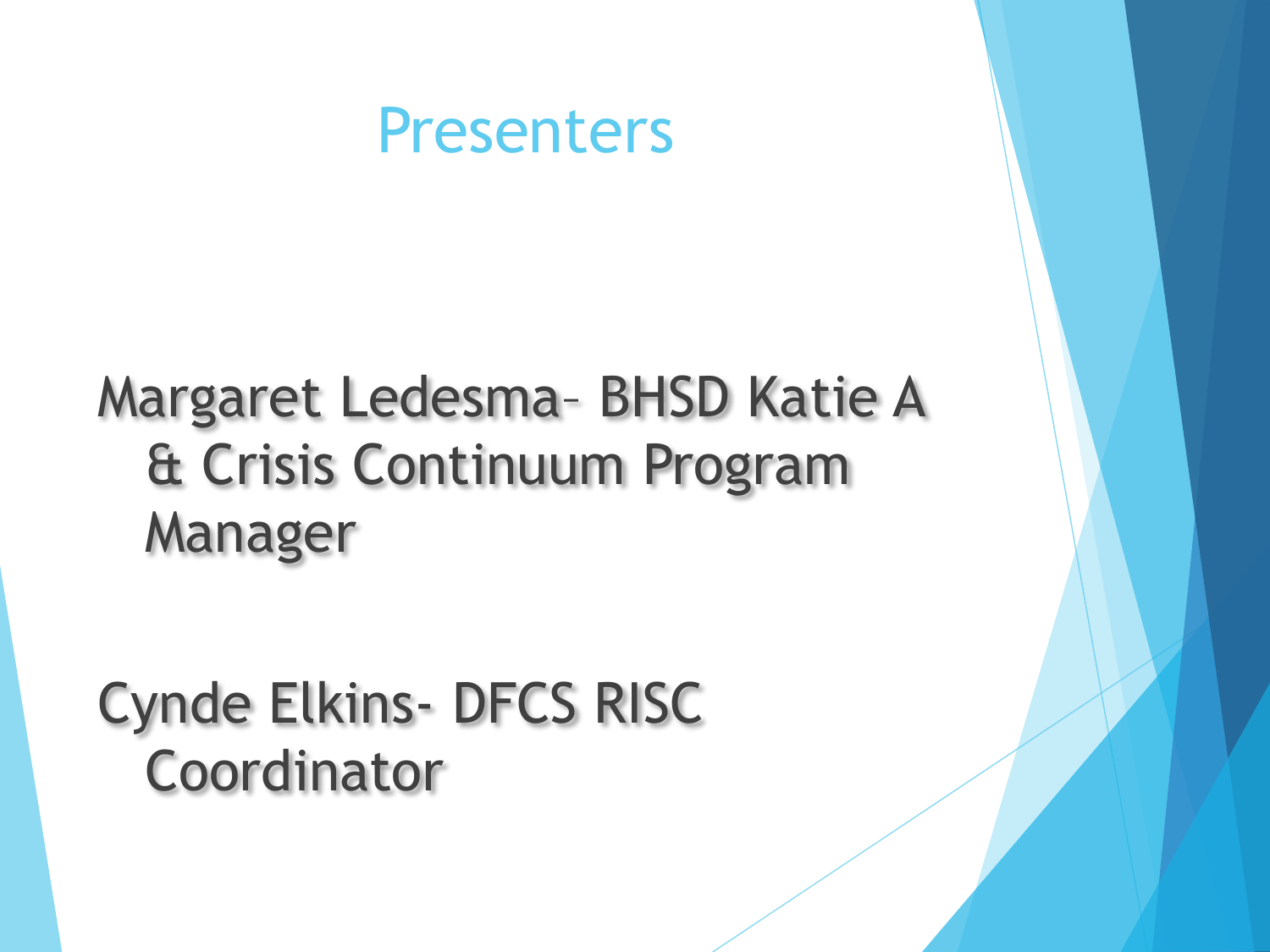# Presenters

Margaret Ledesma– BHSD Katie A & Crisis Continuum Program Manager

Cynde Elkins- DFCS RISC Coordinator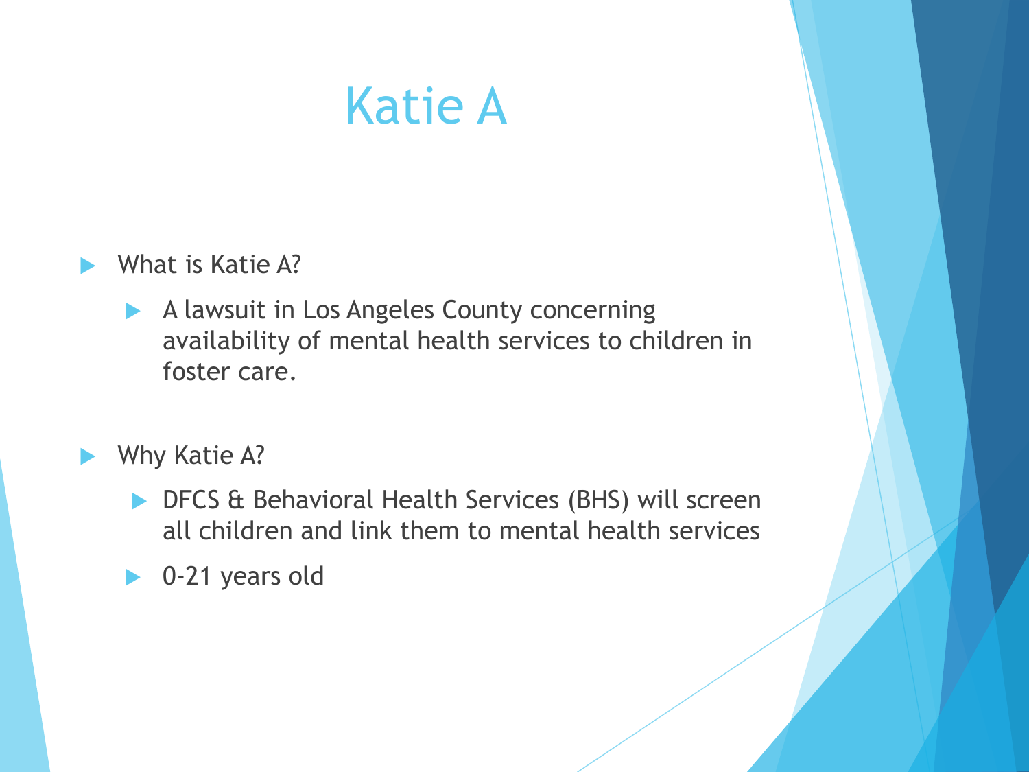# Katie A

- What is Katie A?
  - A lawsuit in Los Angeles County concerning availability of mental health services to children in foster care.
- Why Katie A?
  - DFCS & Behavioral Health Services (BHS) will screen all children and link them to mental health services
  - 0-21 years old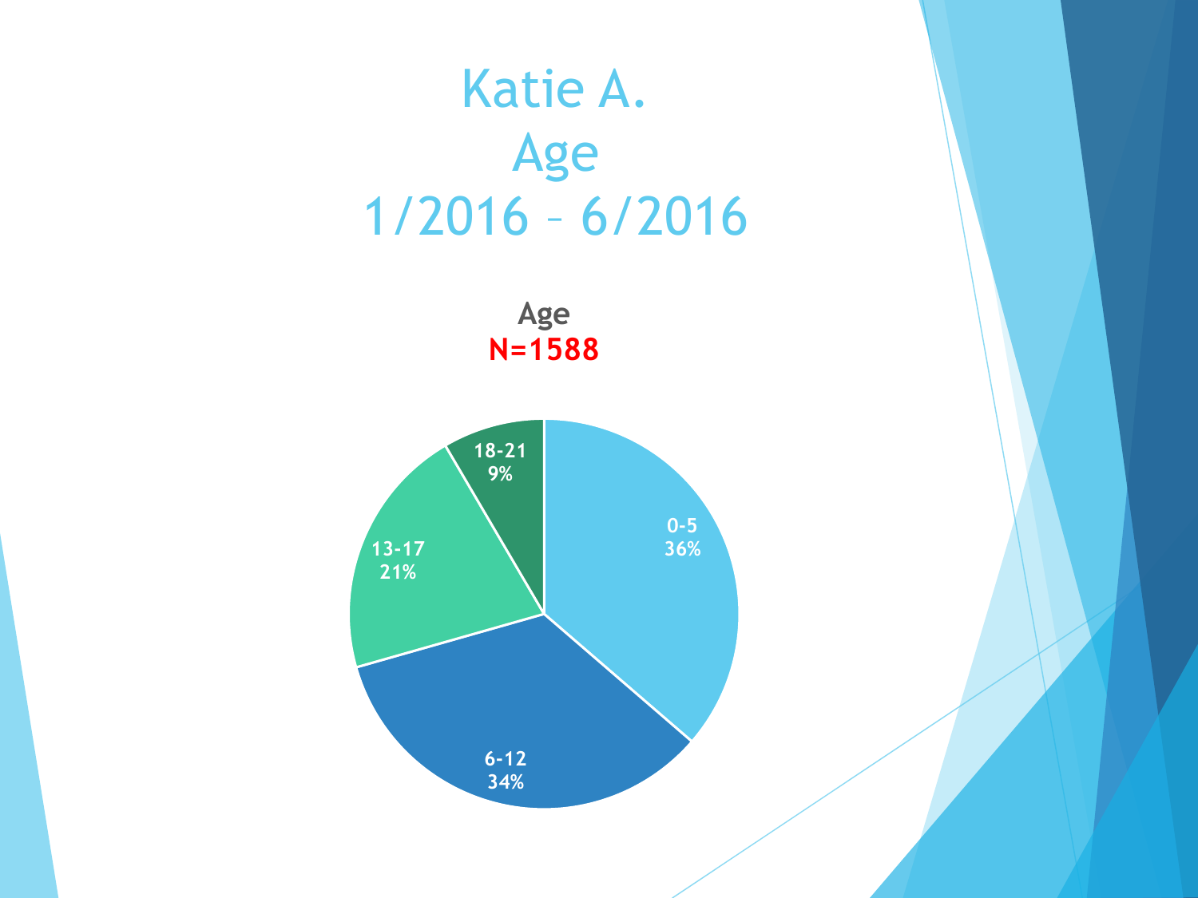# Katie A.
# Age
# 1/2016 – 6/2016

**Age**
**N=1588**

| Age | Percent |
| --- | --- |
| 0-5 | 36% |
| 6-12 | 34% |
| 13-17 | 21% |
| 18-21 | 9% |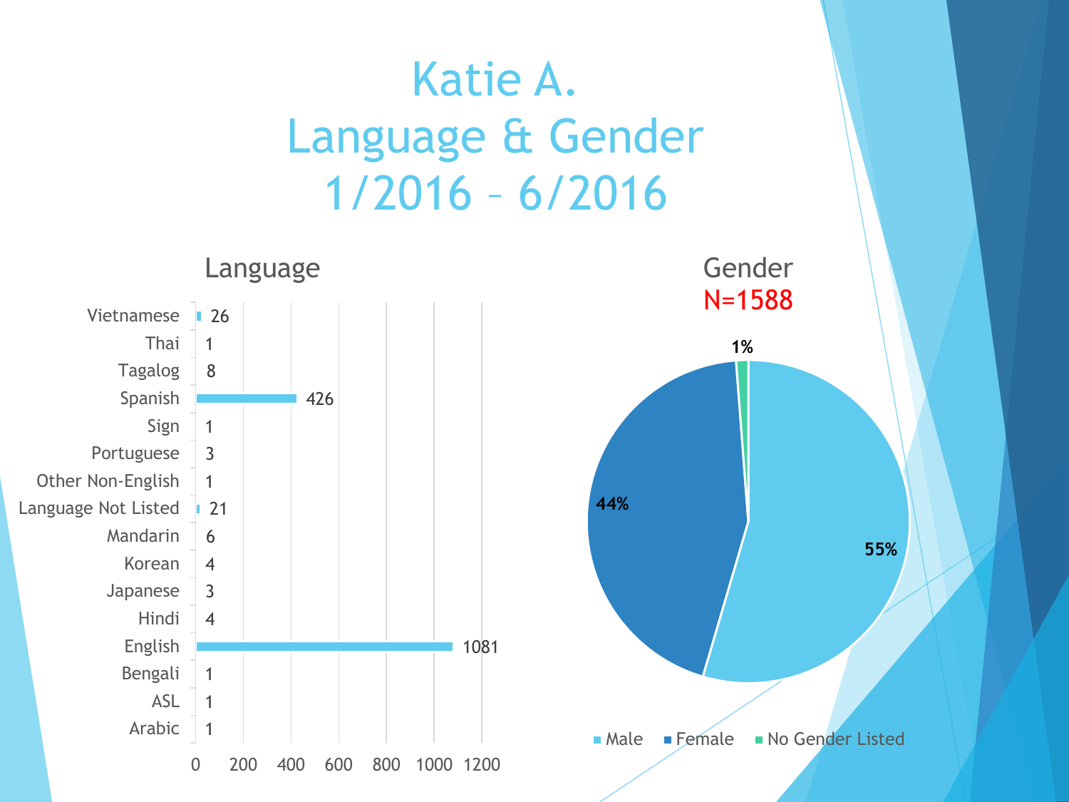# Katie A.
# Language & Gender
# 1/2016 – 6/2016

## Language

| Language | Count |
| --- | --- |
| Vietnamese | 26 |
| Thai | 1 |
| Tagalog | 8 |
| Spanish | 426 |
| Sign | 1 |
| Portuguese | 3 |
| Other Non-English | 1 |
| Language Not Listed | 21 |
| Mandarin | 6 |
| Korean | 4 |
| Japanese | 3 |
| Hindi | 4 |
| English | 1081 |
| Bengali | 1 |
| ASL | 1 |
| Arabic | 1 |

## Gender

N=1588

| Gender | Percent |
| --- | --- |
| Male | 55% |
| Female | 44% |
| No Gender Listed | 1% |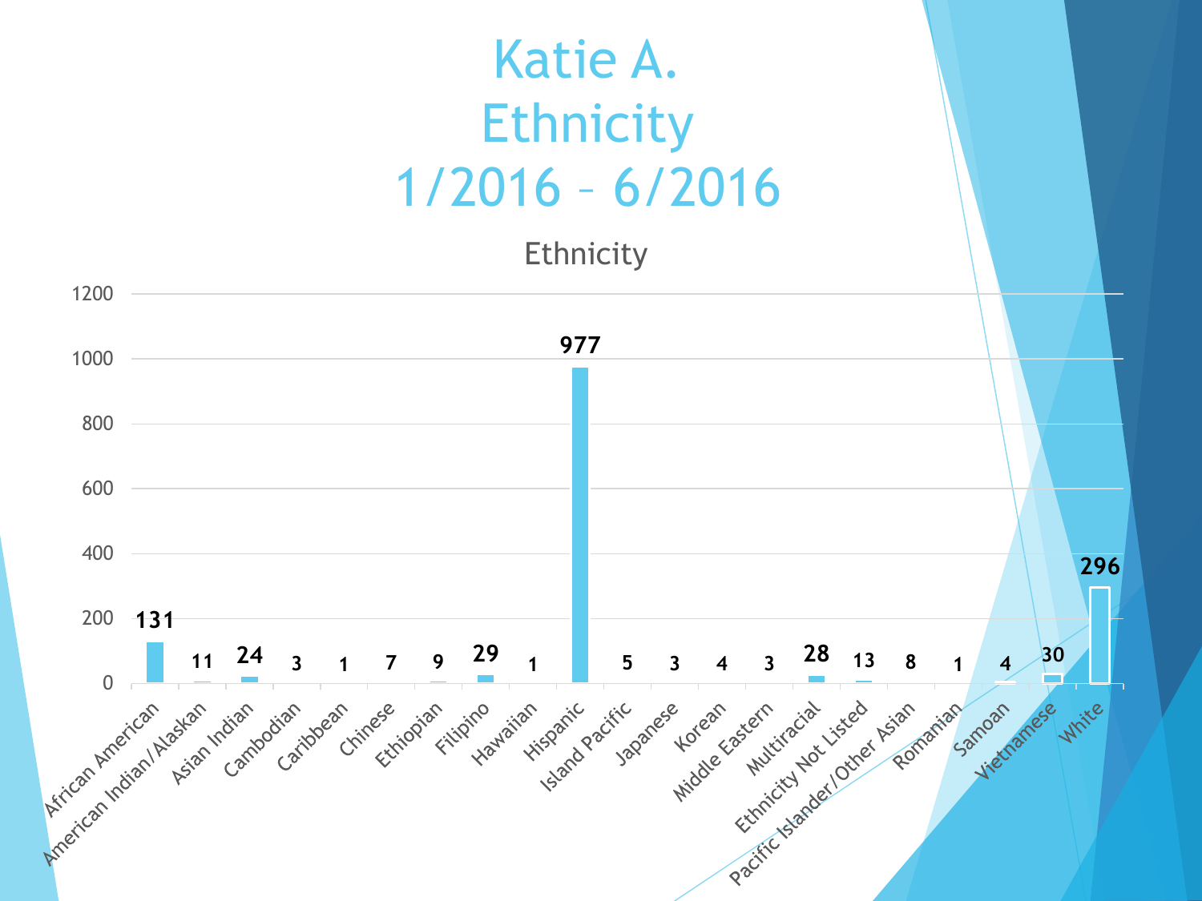# Katie A. Ethnicity 1/2016 – 6/2016

## Ethnicity

| Ethnicity | Count |
| --- | --- |
| African American | 131 |
| American Indian/Alaskan | 11 |
| Asian Indian | 24 |
| Cambodian | 3 |
| Caribbean | 1 |
| Chinese | 7 |
| Ethiopian | 9 |
| Filipino | 29 |
| Hawaiian | 1 |
| Hispanic | 977 |
| Island Pacific | 5 |
| Japanese | 3 |
| Korean | 4 |
| Middle Eastern | 3 |
| Multiracial | 28 |
| Ethnicity Not Listed | 13 |
| Pacific Islander/Other Asian | 8 |
| Romanian | 1 |
| Samoan | 4 |
| Vietnamese | 30 |
| White | 296 |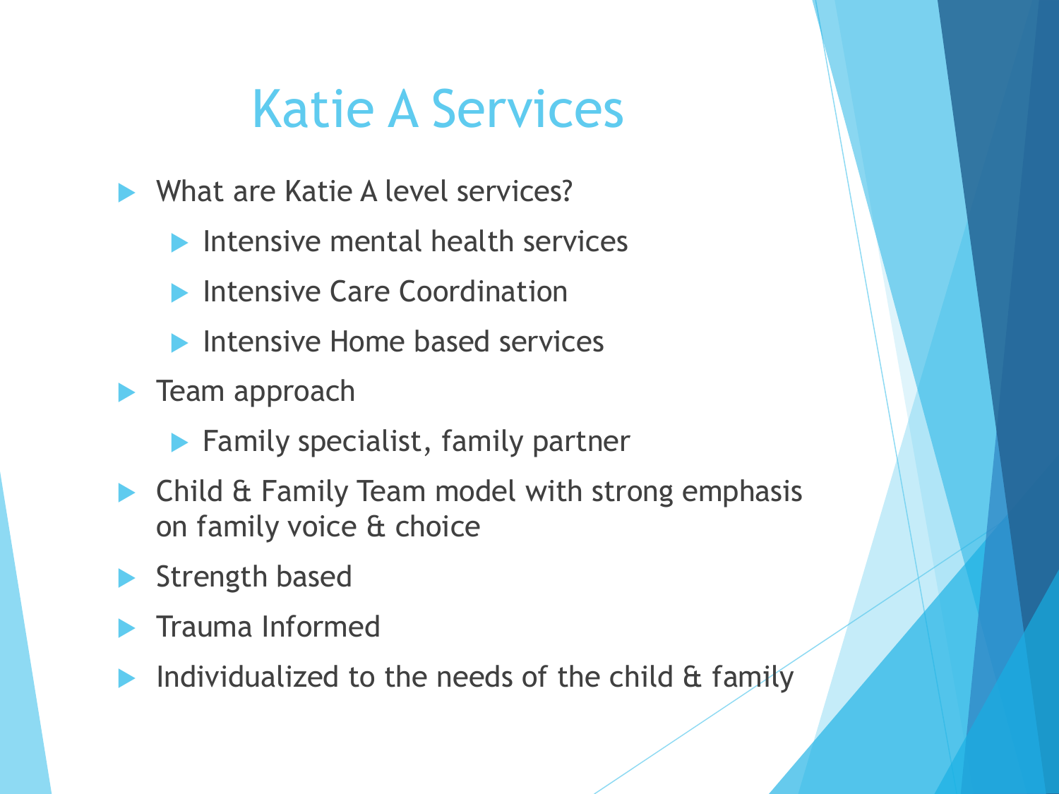# Katie A Services

- What are Katie A level services?
  - Intensive mental health services
  - Intensive Care Coordination
  - Intensive Home based services
- Team approach
  - Family specialist, family partner
- Child & Family Team model with strong emphasis on family voice & choice
- Strength based
- Trauma Informed
- Individualized to the needs of the child & family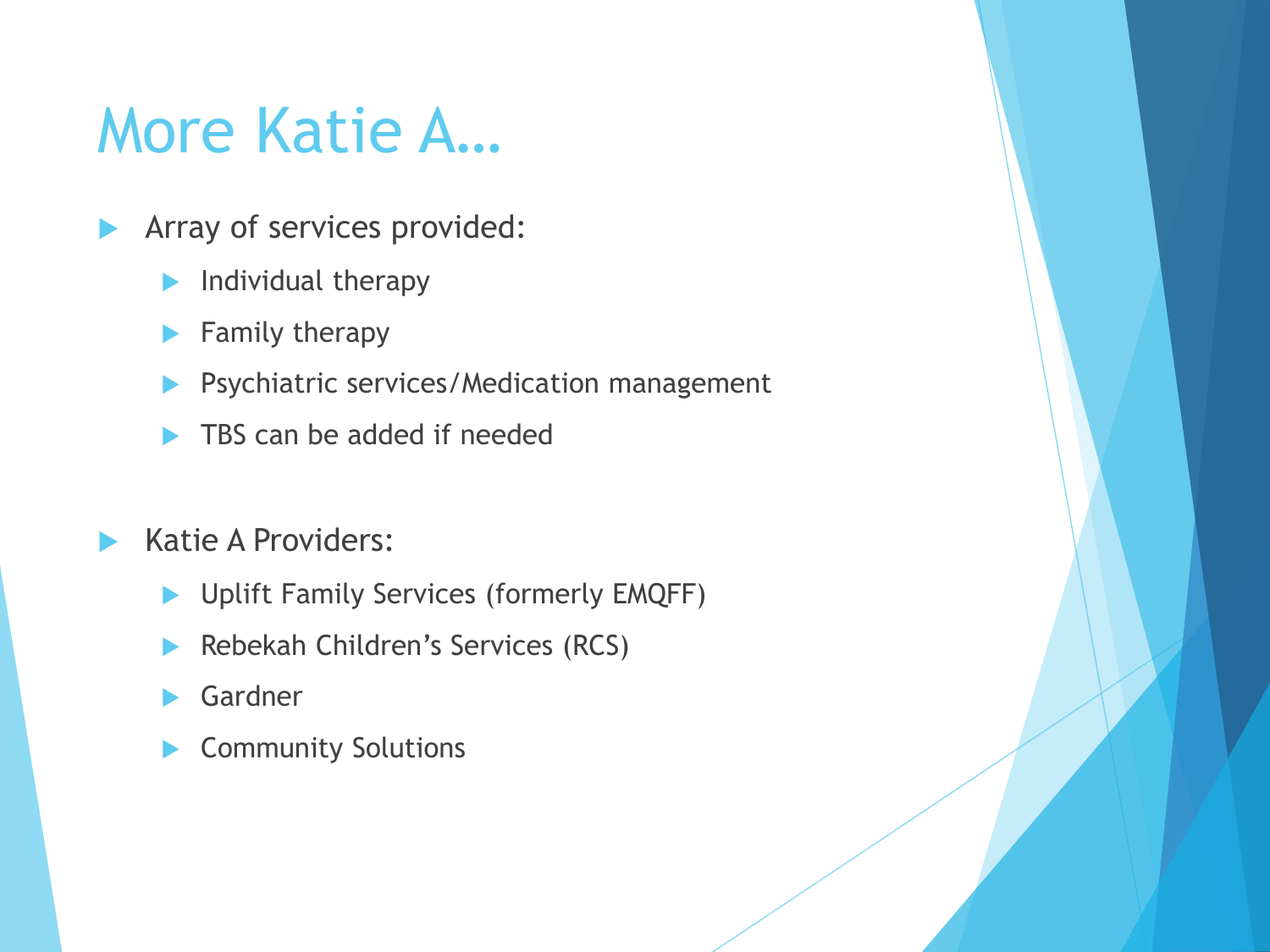# More Katie A…

- Array of services provided:
  - Individual therapy
  - Family therapy
  - Psychiatric services/Medication management
  - TBS can be added if needed

- Katie A Providers:
  - Uplift Family Services (formerly EMQFF)
  - Rebekah Children's Services (RCS)
  - Gardner
  - Community Solutions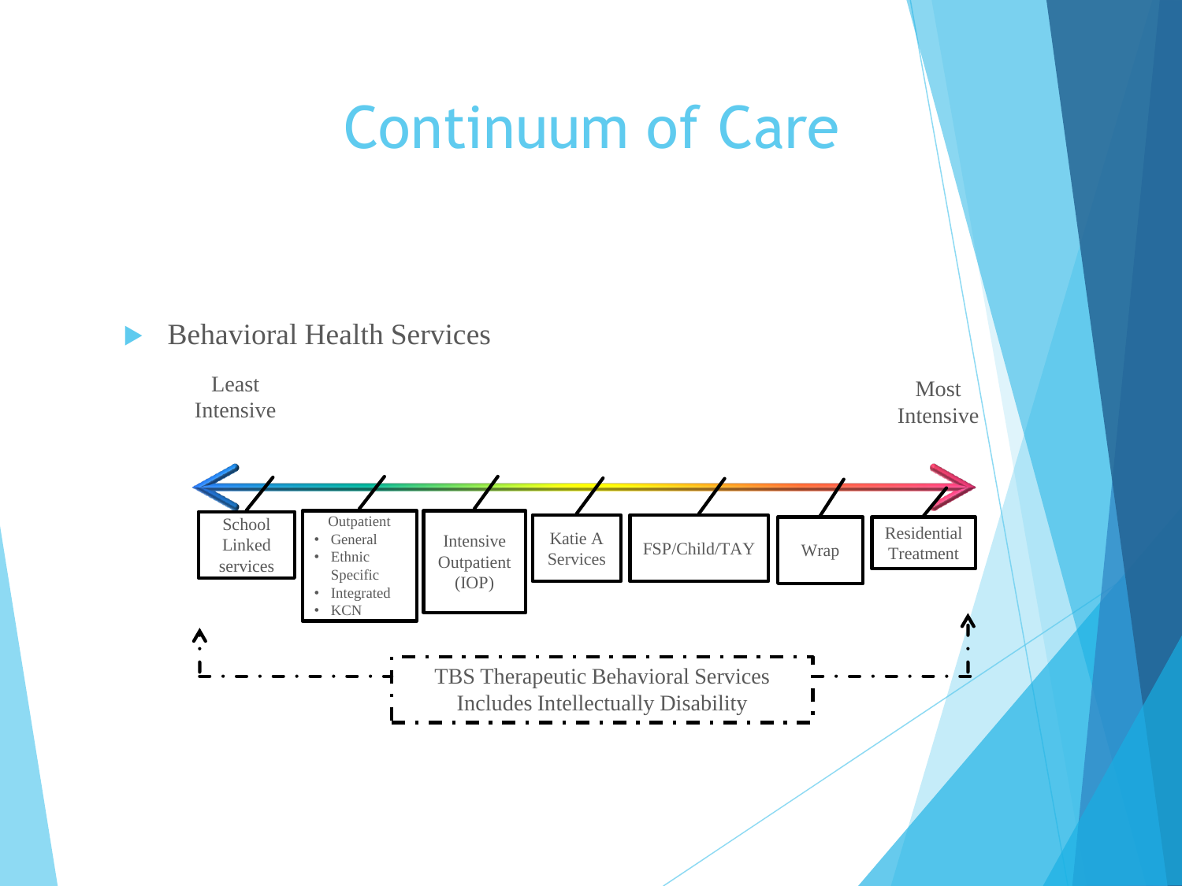# Continuum of Care

- Behavioral Health Services

Least Intensive → Most Intensive

| School Linked services | Outpatient<br>• General<br>• Ethnic Specific<br>• Integrated<br>• KCN | Intensive Outpatient (IOP) | Katie A Services | FSP/Child/TAY | Wrap | Residential Treatment |
|---|---|---|---|---|---|---|

TBS Therapeutic Behavioral Services
Includes Intellectually Disability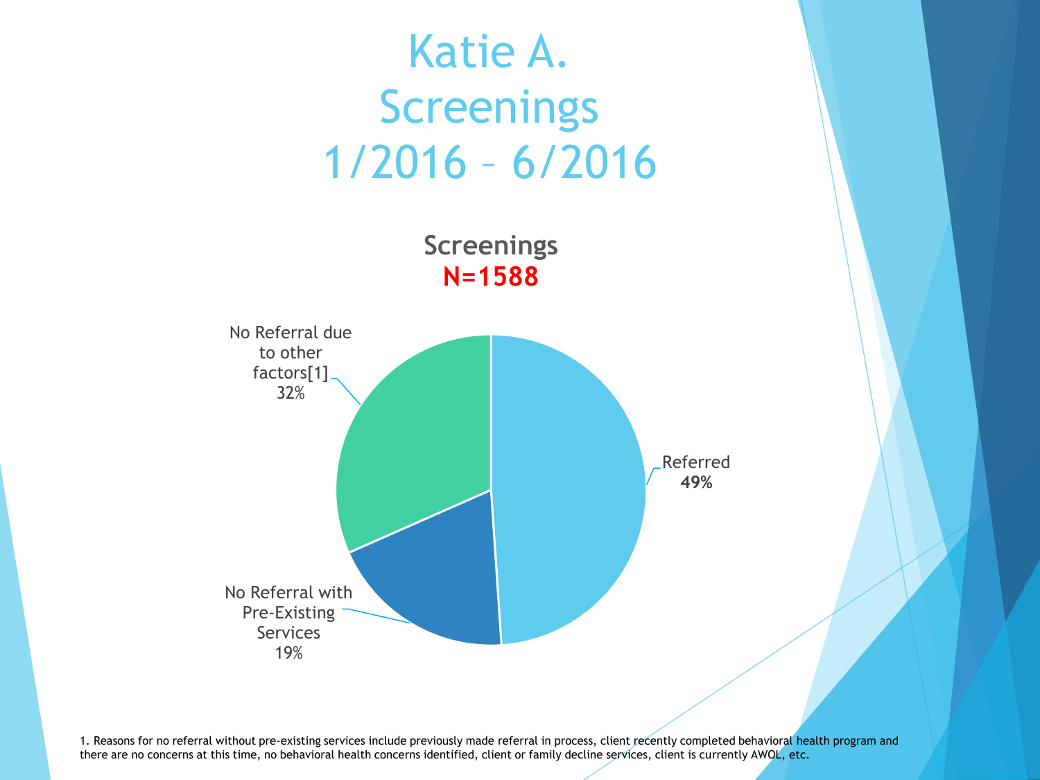# Katie A. Screenings 1/2016 – 6/2016

**Screenings**
**N=1588**

| Category | Percentage |
| --- | --- |
| Referred | 49% |
| No Referral with Pre-Existing Services | 19% |
| No Referral due to other factors[1] | 32% |

1. Reasons for no referral without pre-existing services include previously made referral in process, client recently completed behavioral health program and there are no concerns at this time, no behavioral health concerns identified, client or family decline services, client is currently AWOL, etc.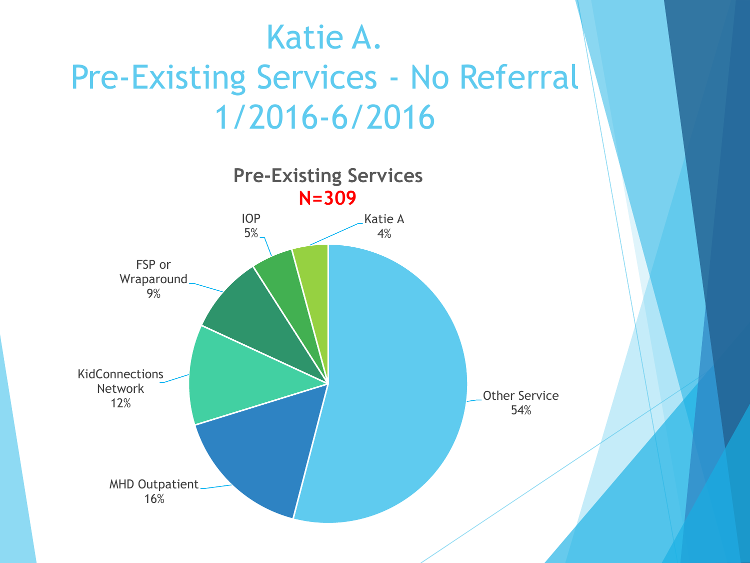# Katie A.
# Pre-Existing Services - No Referral
# 1/2016-6/2016

**Pre-Existing Services**

**N=309**

| Service | Percentage |
| --- | --- |
| Other Service | 54% |
| MHD Outpatient | 16% |
| KidConnections Network | 12% |
| FSP or Wraparound | 9% |
| IOP | 5% |
| Katie A | 4% |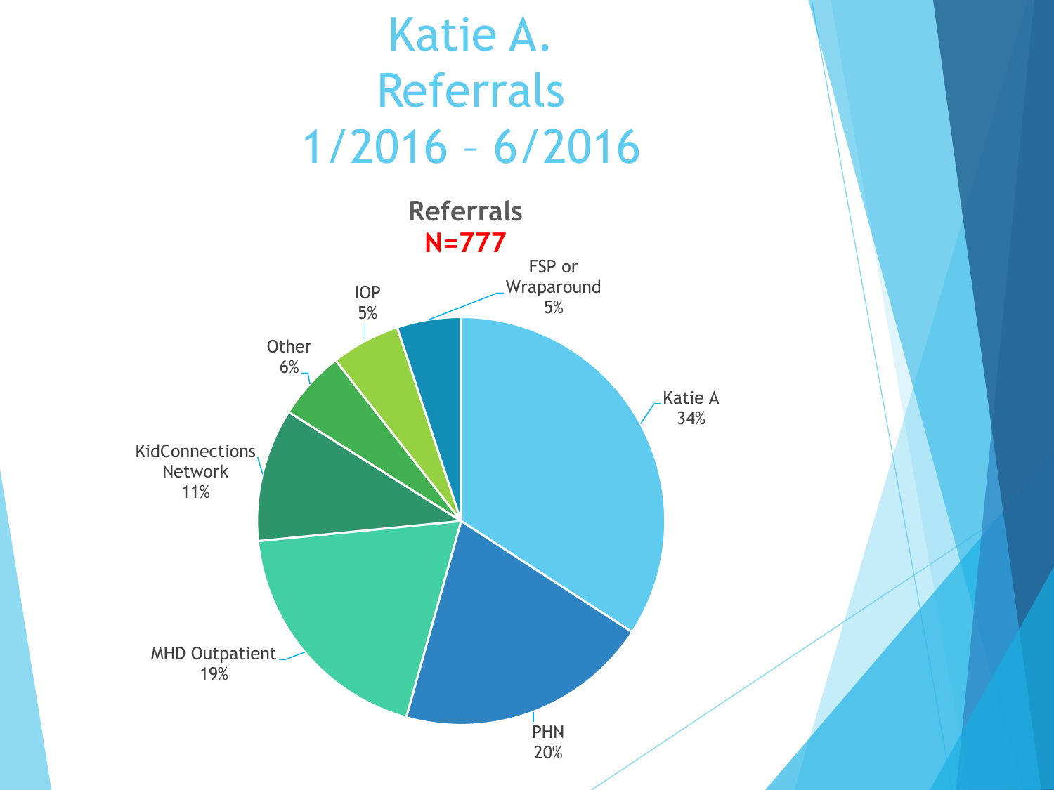# Katie A. Referrals 1/2016 – 6/2016

**Referrals**
**N=777**

| Category | Percentage |
| --- | --- |
| Katie A | 34% |
| PHN | 20% |
| MHD Outpatient | 19% |
| KidConnections Network | 11% |
| Other | 6% |
| IOP | 5% |
| FSP or Wraparound | 5% |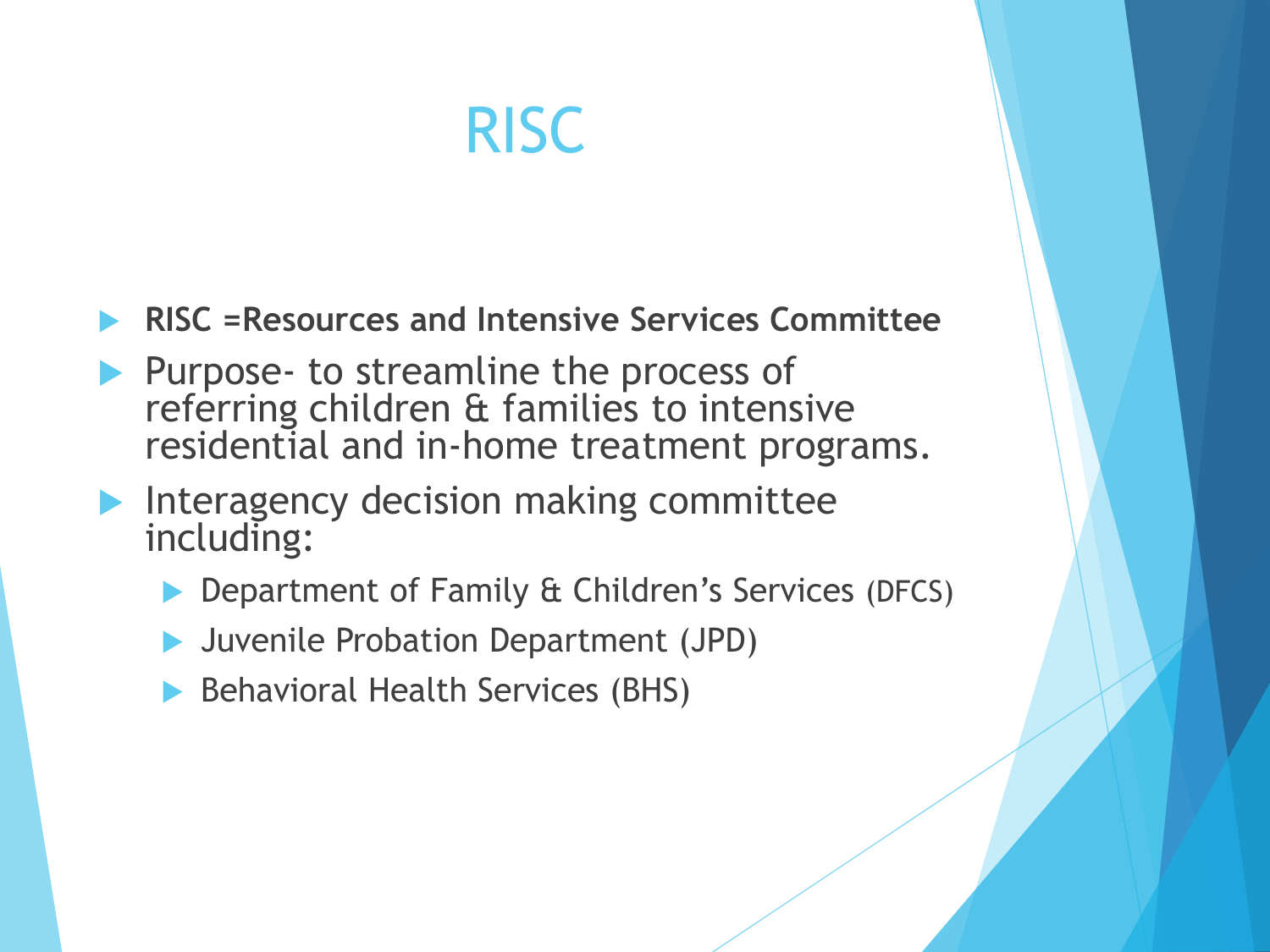# RISC

- **RISC =Resources and Intensive Services Committee**
- Purpose- to streamline the process of referring children & families to intensive residential and in-home treatment programs.
- Interagency decision making committee including:
  - Department of Family & Children's Services (DFCS)
  - Juvenile Probation Department (JPD)
  - Behavioral Health Services (BHS)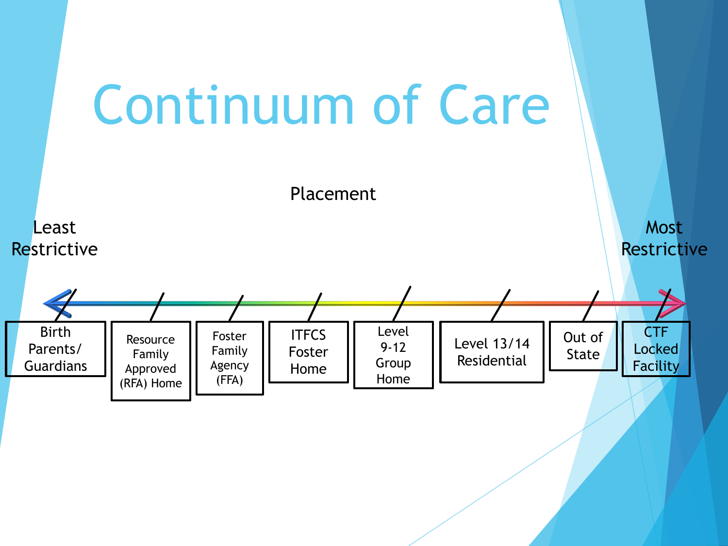# Continuum of Care

Placement

Least Restrictive → Most Restrictive

- Birth Parents/ Guardians
- Resource Family Approved (RFA) Home
- Foster Family Agency (FFA)
- ITFCS Foster Home
- Level 9-12 Group Home
- Level 13/14 Residential
- Out of State
- CTF Locked Facility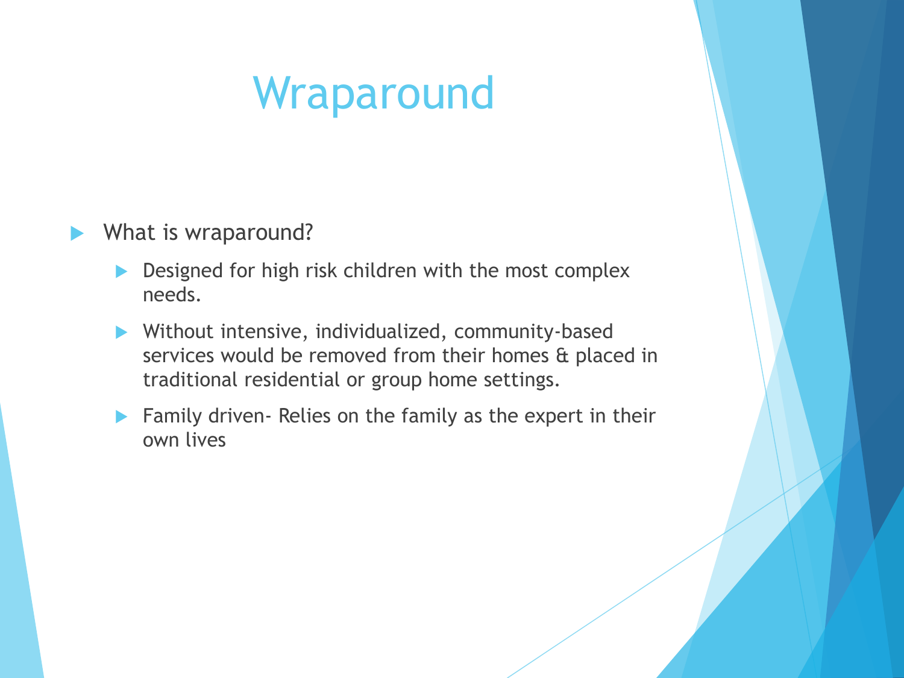# Wraparound

- What is wraparound?
  - Designed for high risk children with the most complex needs.
  - Without intensive, individualized, community-based services would be removed from their homes & placed in traditional residential or group home settings.
  - Family driven- Relies on the family as the expert in their own lives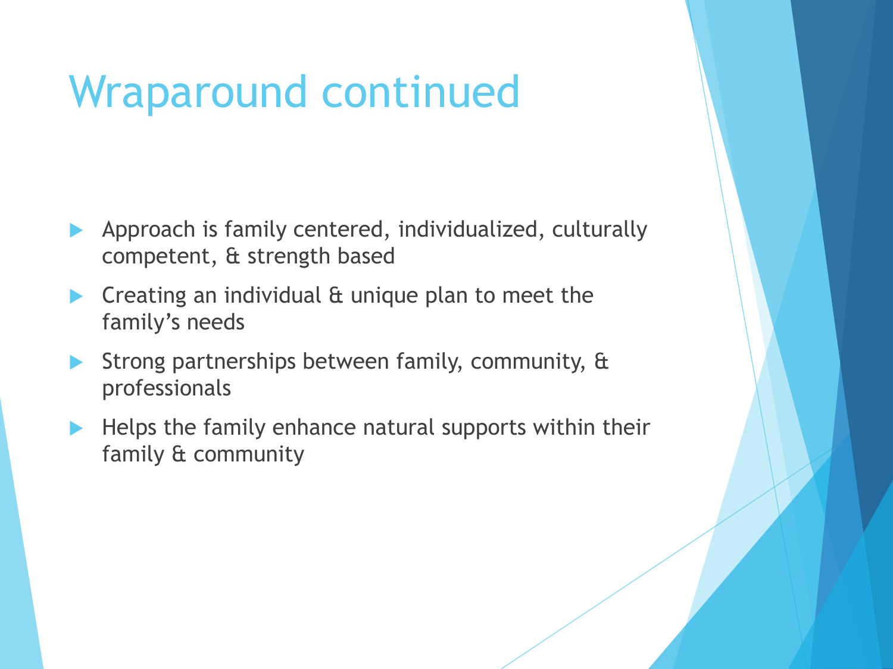# Wraparound continued

- Approach is family centered, individualized, culturally competent, & strength based
- Creating an individual & unique plan to meet the family's needs
- Strong partnerships between family, community, & professionals
- Helps the family enhance natural supports within their family & community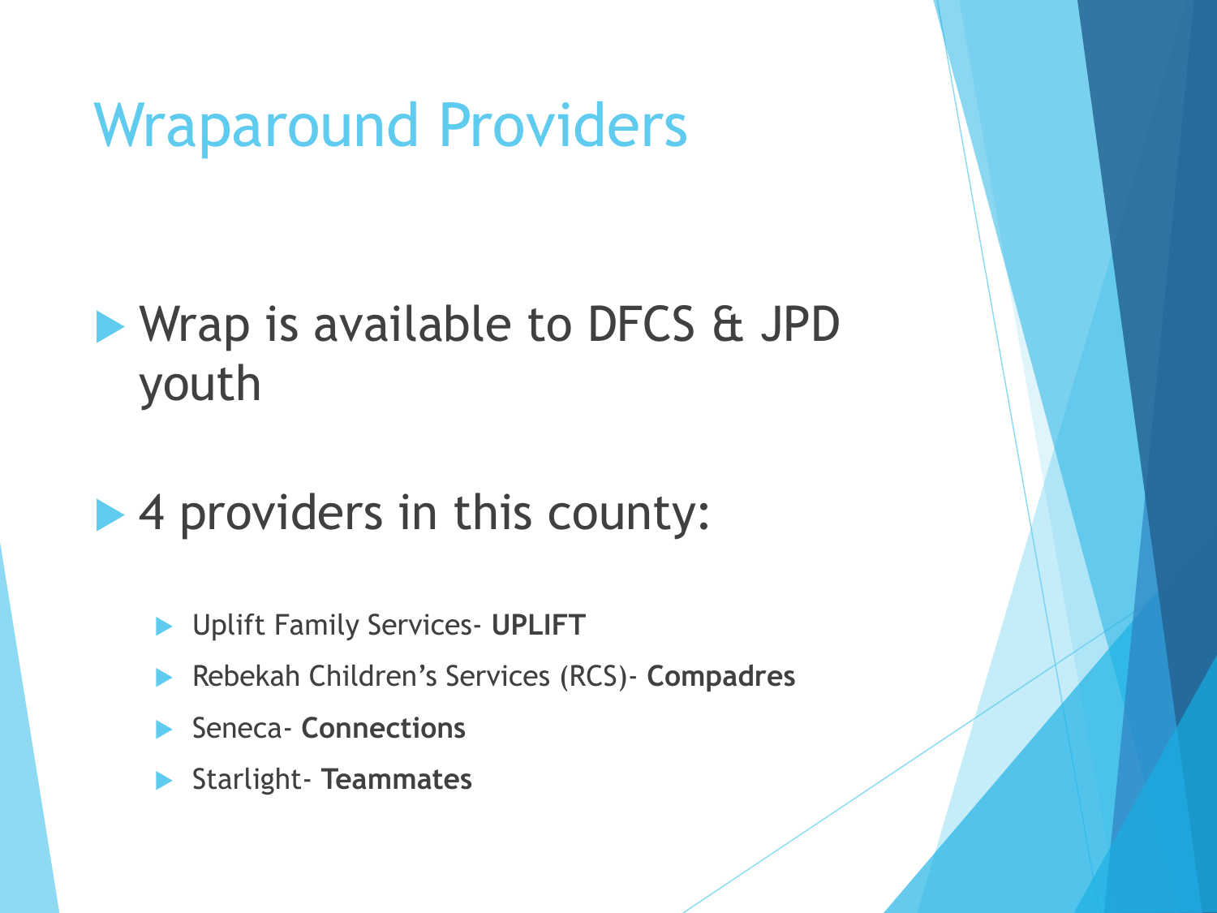# Wraparound Providers

- Wrap is available to DFCS & JPD youth
- 4 providers in this county:
  - Uplift Family Services- **UPLIFT**
  - Rebekah Children's Services (RCS)- **Compadres**
  - Seneca- **Connections**
  - Starlight- **Teammates**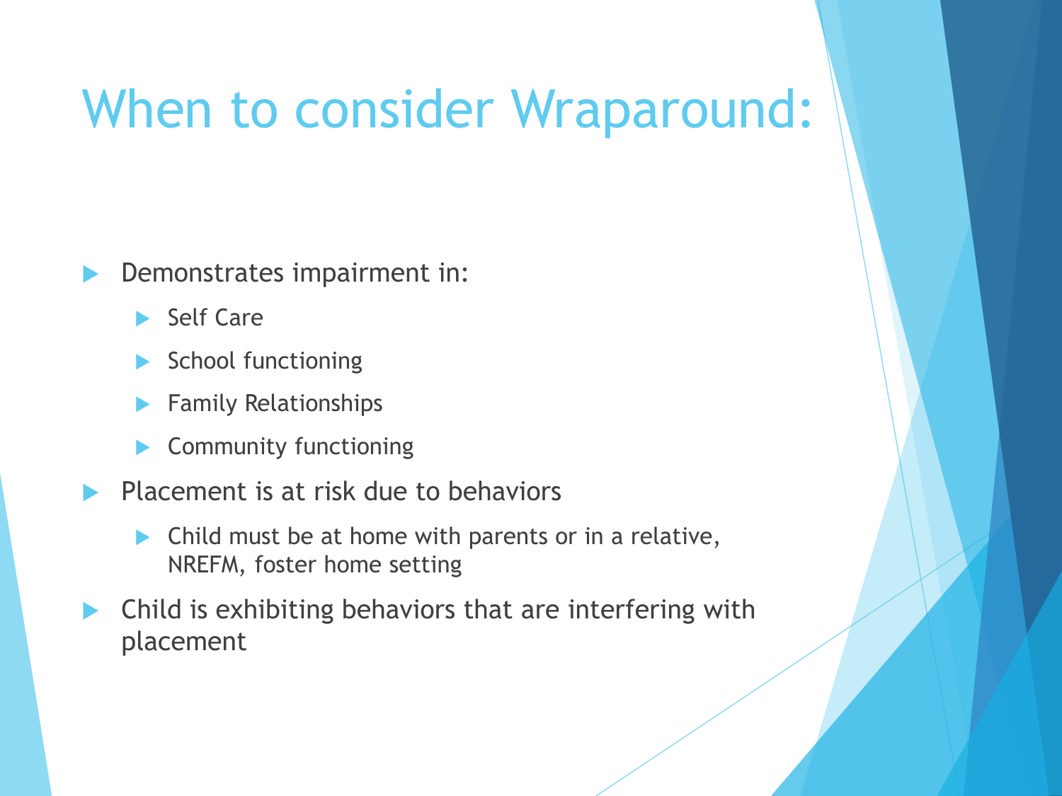# When to consider Wraparound:

- Demonstrates impairment in:
  - Self Care
  - School functioning
  - Family Relationships
  - Community functioning
- Placement is at risk due to behaviors
  - Child must be at home with parents or in a relative, NREFM, foster home setting
- Child is exhibiting behaviors that are interfering with placement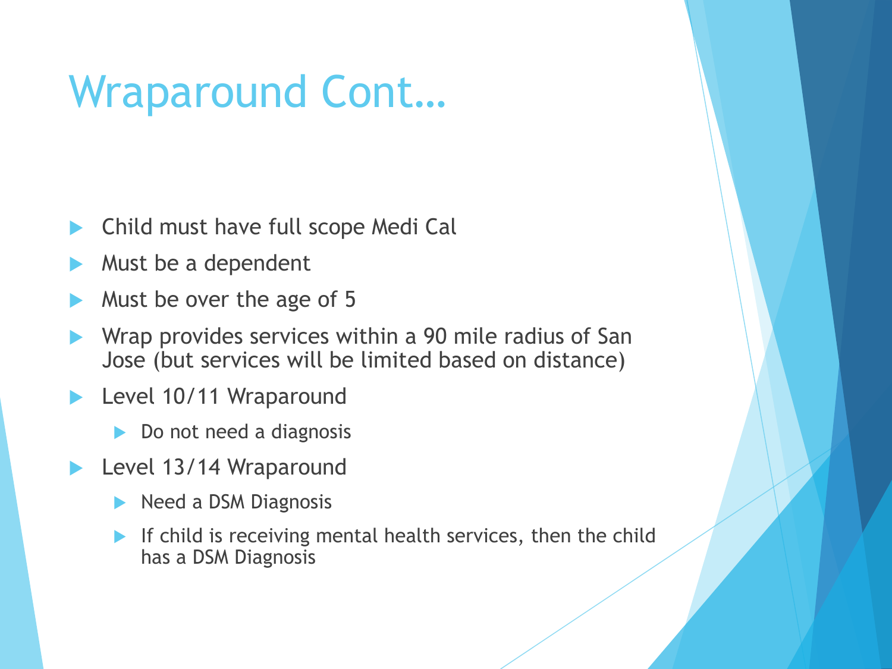# Wraparound Cont…

- Child must have full scope Medi Cal
- Must be a dependent
- Must be over the age of 5
- Wrap provides services within a 90 mile radius of San Jose (but services will be limited based on distance)
- Level 10/11 Wraparound
  - Do not need a diagnosis
- Level 13/14 Wraparound
  - Need a DSM Diagnosis
  - If child is receiving mental health services, then the child has a DSM Diagnosis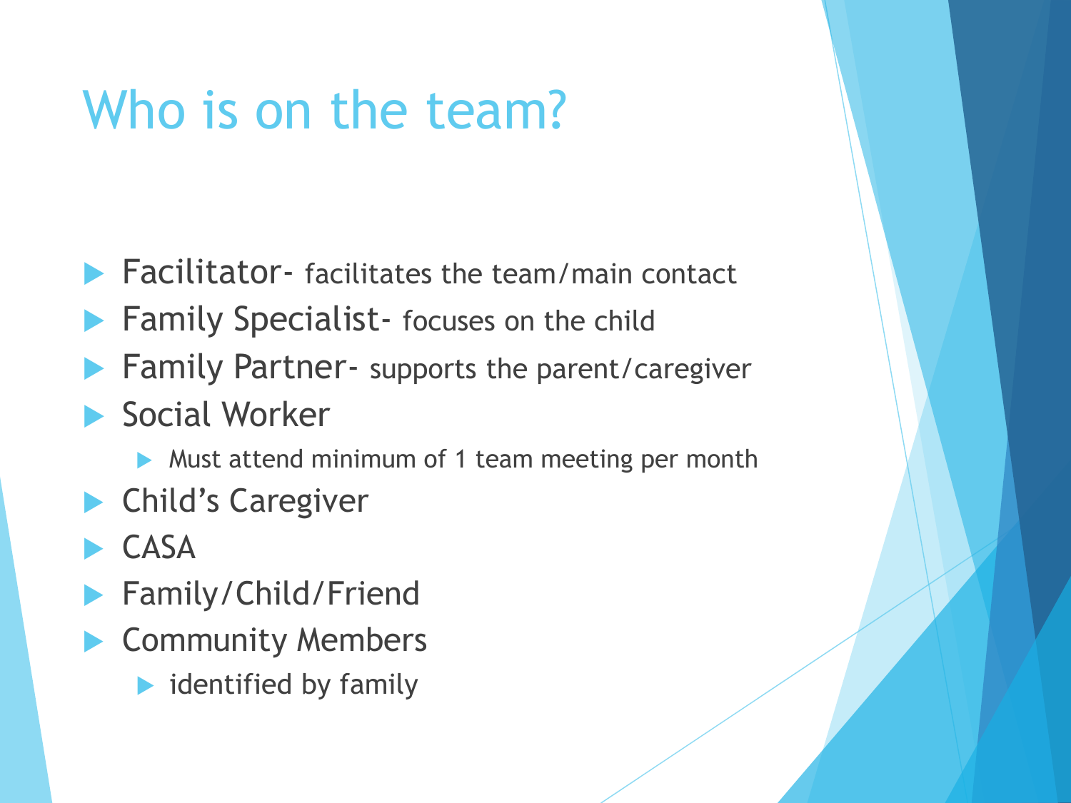# Who is on the team?

- Facilitator- facilitates the team/main contact
- Family Specialist- focuses on the child
- Family Partner- supports the parent/caregiver
- Social Worker
  - Must attend minimum of 1 team meeting per month
- Child's Caregiver
- CASA
- Family/Child/Friend
- Community Members
  - identified by family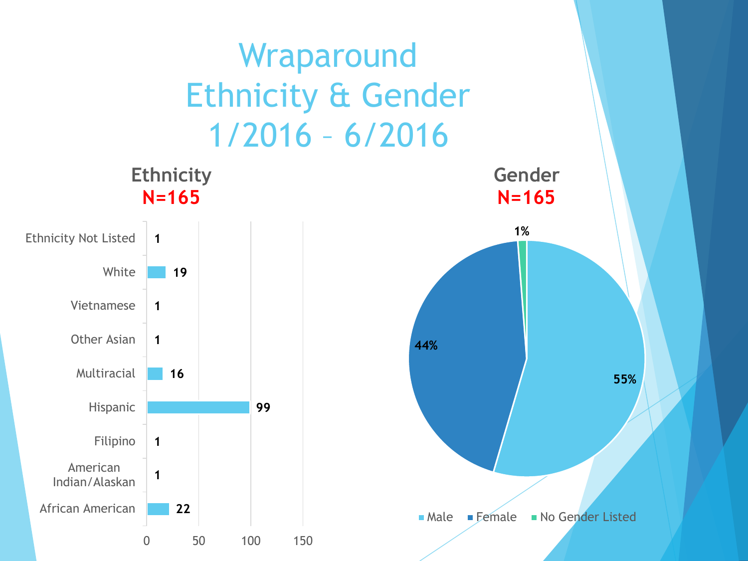# Wraparound Ethnicity & Gender 1/2016 – 6/2016

## Ethnicity
**N=165**

| Ethnicity | Count |
|---|---|
| Ethnicity Not Listed | 1 |
| White | 19 |
| Vietnamese | 1 |
| Other Asian | 1 |
| Multiracial | 16 |
| Hispanic | 99 |
| Filipino | 1 |
| American Indian/Alaskan | 1 |
| African American | 22 |

## Gender
**N=165**

| Gender | Percent |
|---|---|
| Male | 55% |
| Female | 44% |
| No Gender Listed | 1% |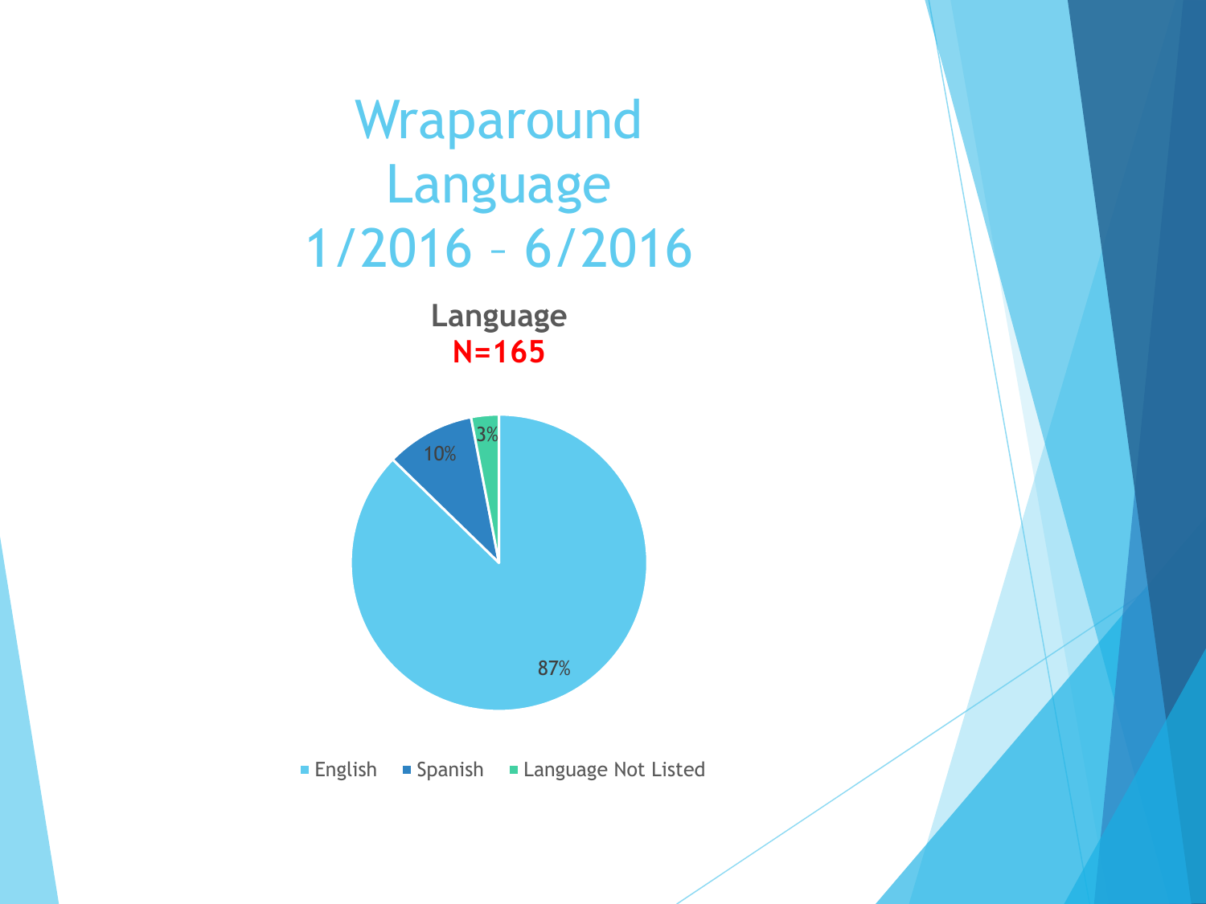# Wraparound Language 1/2016 – 6/2016

**Language**
**N=165**

| Language | Percentage |
| --- | --- |
| English | 87% |
| Spanish | 10% |
| Language Not Listed | 3% |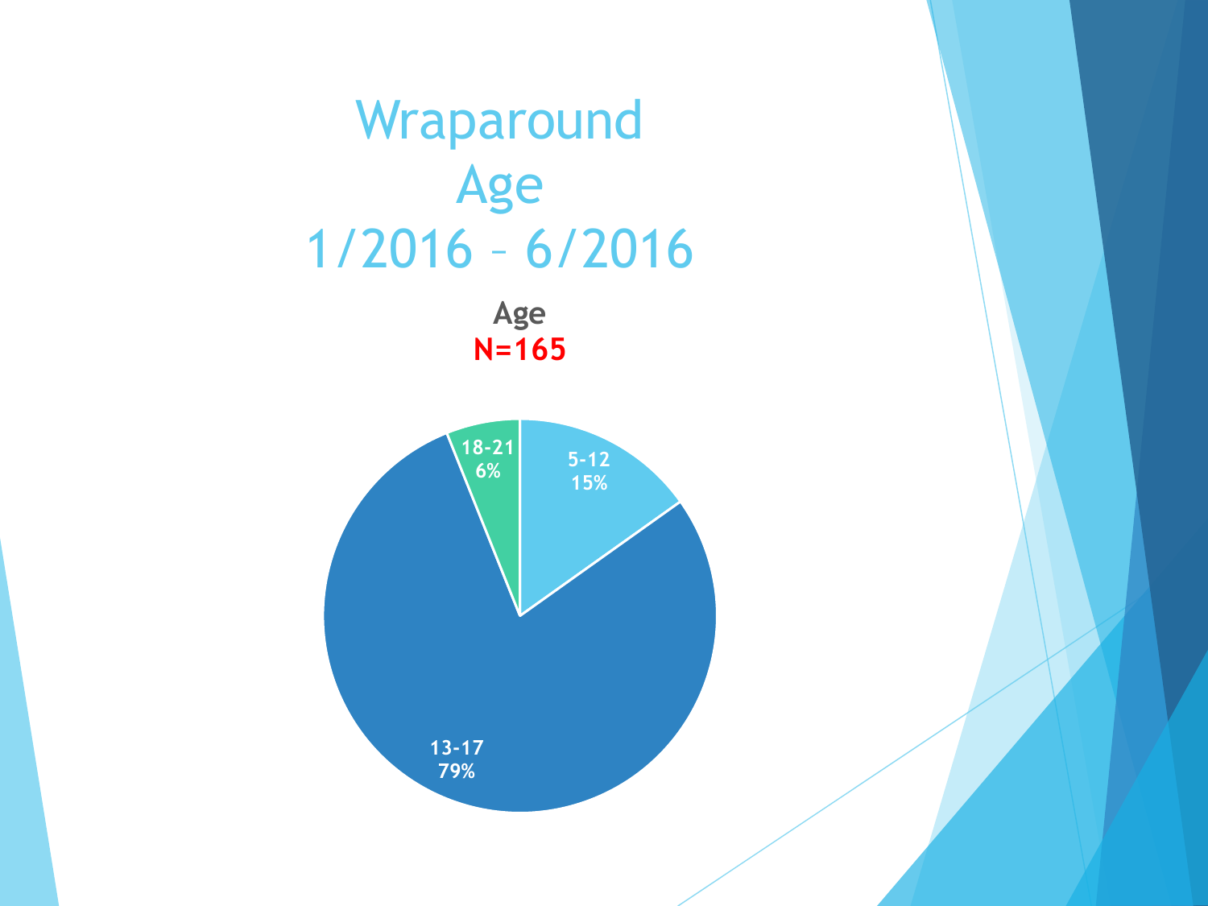# Wraparound Age 1/2016 – 6/2016

**Age**
**N=165**

| Age | Percent |
|---|---|
| 5-12 | 15% |
| 13-17 | 79% |
| 18-21 | 6% |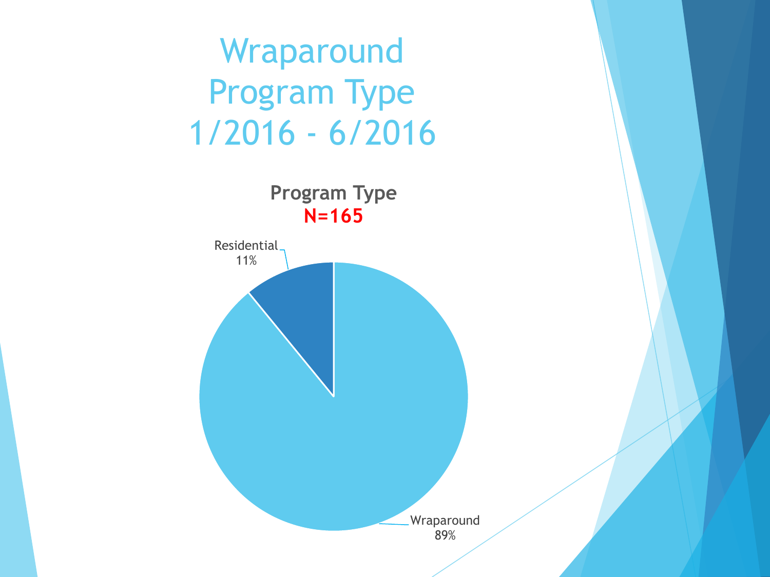# Wraparound Program Type 1/2016 - 6/2016

**Program Type**
**N=165**

Residential
11%

Wraparound
89%